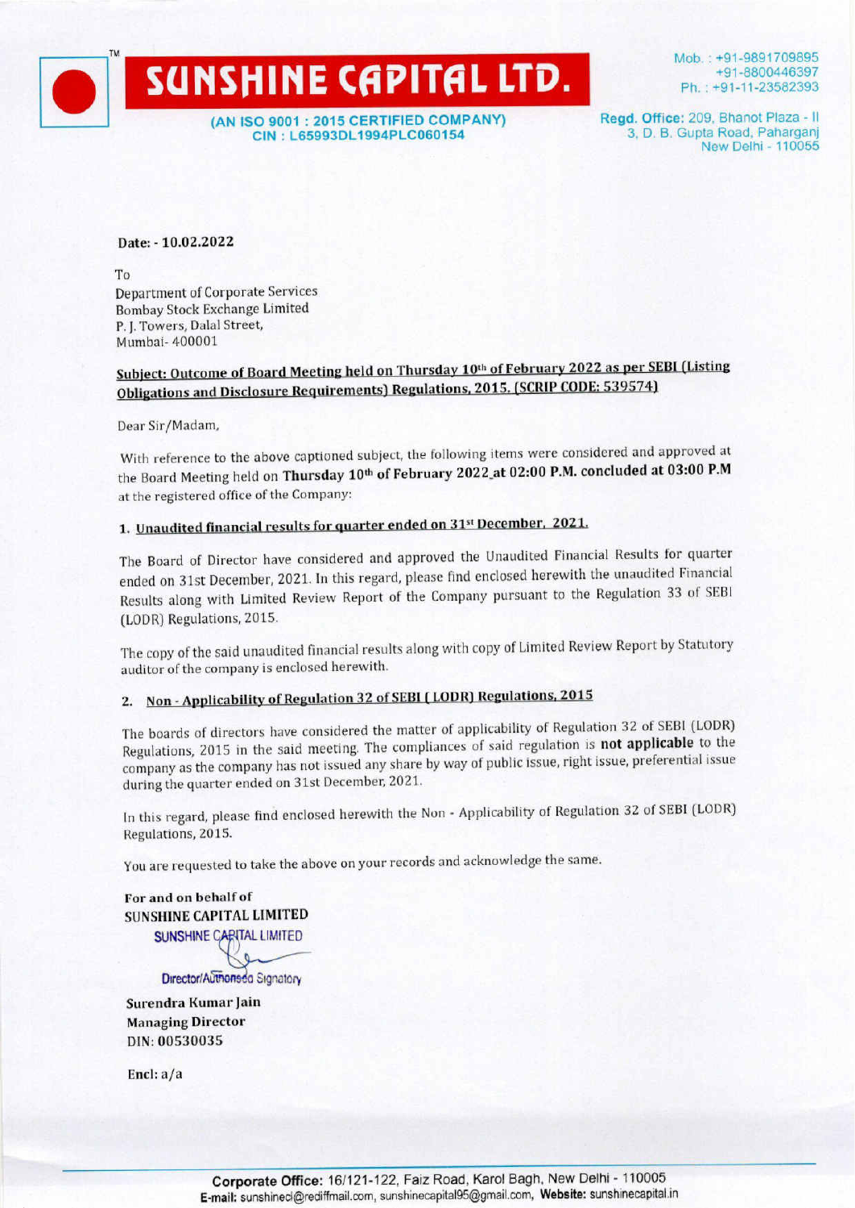# SUNSHINE CAPITAL LTD.

(AN ISO 9001 : 2015 CERTIFIED COMPANY)
CIN : L65993DL1994PLC060154

Mob. : +91-9891709895
+91-8800446397
Ph. : +91-11-23582393

**Regd. Office:** 209, Bhanot Plaza - II
3, D. B. Gupta Road, Paharganj
New Delhi - 110055

**Date: - 10.02.2022**

To
Department of Corporate Services
Bombay Stock Exchange Limited
P. J. Towers, Dalal Street,
Mumbai- 400001

**Subject: Outcome of Board Meeting held on Thursday 10th of February 2022 as per SEBI (Listing Obligations and Disclosure Requirements) Regulations, 2015. (SCRIP CODE: 539574)**

Dear Sir/Madam,

With reference to the above captioned subject, the following items were considered and approved at the Board Meeting held on **Thursday 10th of February 2022 at 02:00 P.M. concluded at 03:00 P.M** at the registered office of the Company:

1. **Unaudited financial results for quarter ended on 31st December, 2021.**

The Board of Director have considered and approved the Unaudited Financial Results for quarter ended on 31st December, 2021. In this regard, please find enclosed herewith the unaudited Financial Results along with Limited Review Report of the Company pursuant to the Regulation 33 of SEBI (LODR) Regulations, 2015.

The copy of the said unaudited financial results along with copy of Limited Review Report by Statutory auditor of the company is enclosed herewith.

2. **Non - Applicability of Regulation 32 of SEBI ( LODR) Regulations, 2015**

The boards of directors have considered the matter of applicability of Regulation 32 of SEBI (LODR) Regulations, 2015 in the said meeting. The compliances of said regulation is **not applicable** to the company as the company has not issued any share by way of public issue, right issue, preferential issue during the quarter ended on 31st December, 2021.

In this regard, please find enclosed herewith the Non - Applicability of Regulation 32 of SEBI (LODR) Regulations, 2015.

You are requested to take the above on your records and acknowledge the same.

**For and on behalf of**
**SUNSHINE CAPITAL LIMITED**
SUNSHINE CAPITAL LIMITED

Director/Authorised Signatory

**Surendra Kumar Jain**
**Managing Director**
**DIN: 00530035**

**Encl: a/a**

**Corporate Office:** 16/121-122, Faiz Road, Karol Bagh, New Delhi - 110005
**E-mail:** sunshineci@rediffmail.com, sunshinecapital95@gmail.com, **Website:** sunshinecapital.in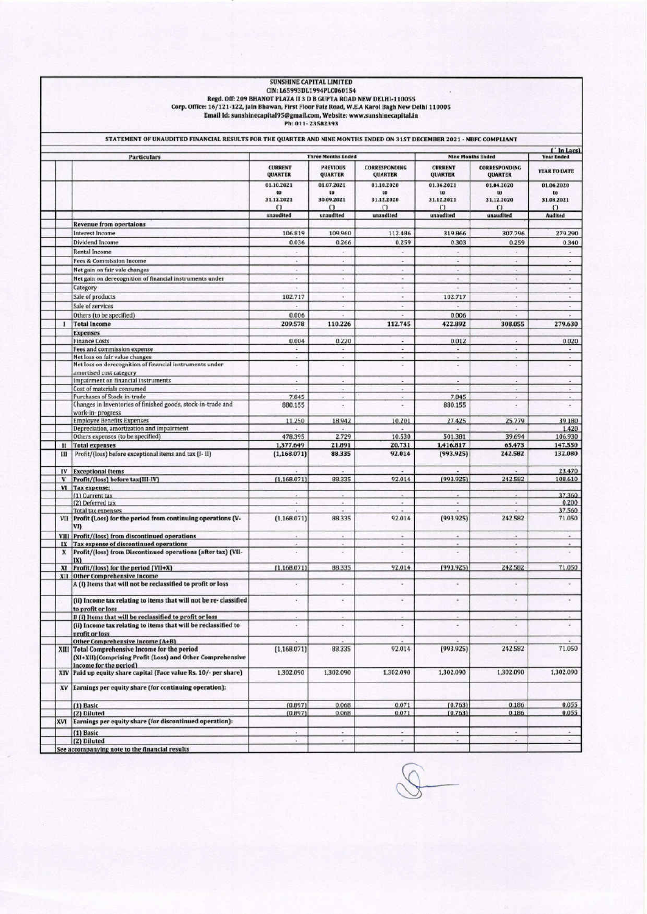# SUNSHINE CAPITAL LIMITED

CIN: L65993DL1994PLC060154

Regd. Off: 209 BHANOT PLAZA II 3 D B GUPTA ROAD NEW DELHI-110055

Corp. Office: 16/121-122, Jain Bhawan, First Floor Faiz Road, W.E.A Karol Bagh New Delhi 110005

Email Id: sunshinecapital95@gmail.com, Website: www.sunshinecapital.in

Ph: 011-23582393

## STATEMENT OF UNAUDITED FINANCIAL RESULTS FOR THE QUARTER AND NINE MONTHS ENDED ON 31ST DECEMBER 2021 - NBFC COMPLIANT

(` In Lacs)

| | Particulars | Three Months Ended | | | Nine Months Ended | | Year Ended |
|---|---|---|---|---|---|---|---|
| | | CURRENT QUARTER | PREVIOUS QUARTER | CORRESPONDING QUARTER | CURRENT QUARTER | CORRESPONDING QUARTER | YEAR TO DATE |
| | | 01.10.2021 to 31.12.2021 (`) | 01.07.2021 to 30.09.2021 (`) | 01.10.2020 to 31.12.2020 (`) | 01.04.2021 to 31.12.2021 (`) | 01.04.2020 to 31.12.2020 (`) | 01.04.2020 to 31.03.2021 (`) |
| | | unaudited | unaudited | unaudited | unaudited | unaudited | Audited |
| | **Revenue from opertaions** | | | | | | |
| | Interest Income | 106.819 | 109.960 | 112.486 | 319.866 | 307.796 | 279.290 |
| | Dividend Income | 0.036 | 0.266 | 0.259 | 0.303 | 0.259 | 0.340 |
| | Rental Income | - | - | - | - | - | - |
| | Fees & Commission Income | - | - | - | - | - | - |
| | Net gain on fair vale changes | - | - | - | - | - | - |
| | Net gain on derecognition of financial instruments under | - | - | - | - | - | - |
| | Category | - | - | - | - | - | - |
| | Sale of products | 102.717 | - | - | 102.717 | - | - |
| | Sale of services | - | - | - | - | - | - |
| | Others (to be specified) | 0.006 | - | - | 0.006 | - | - |
| I | **Total Income** | 209.578 | 110.226 | 112.745 | 422.892 | 308.055 | 279.630 |
| | **Expenses** | | | | | | |
| | Finance Costs | 0.004 | 0.220 | - | 0.012 | - | 0.020 |
| | Fees and commission expense | - | - | - | - | - | - |
| | Net loss on fair value changes | - | - | - | - | - | - |
| | Net loss on derecognition of financial instruments under amortised cost category | - | - | - | - | - | - |
| | Impairment on financial instruments | - | - | - | - | - | - |
| | Cost of materials consumed | - | - | - | - | - | - |
| | Purchases of Stock-in-trade | 7.845 | - | - | 7.845 | - | - |
| | Changes in Inventories of finished goods, stock-in-trade and work-in-progress | 880.155 | - | - | 880.155 | - | - |
| | Employee Benefits Expenses | 11.250 | 18.942 | 10.201 | 27.425 | 25.779 | 39.180 |
| | Depreciation, amortization and impairment | - | - | - | - | - | 1.420 |
| | Others expenses (to be specified) | 478.395 | 2.729 | 10.530 | 501.381 | 39.694 | 106.930 |
| II | **Total expenses** | 1,377.649 | 21.891 | 20.731 | 1,416.817 | 65.473 | 147.550 |
| III | Profit/(loss) before exceptional items and tax (I- II) | (1,168.071) | 88.335 | 92.014 | (993.925) | 242.582 | 132.080 |
| IV | **Exceptional Items** | - | - | - | - | - | 23.470 |
| V | **Profit/(loss) before tax(III-IV)** | (1,168.071) | 88.335 | 92.014 | (993.925) | 242.582 | 108.610 |
| VI | **Tax expense:** | | | | | | |
| | (1) Current tax | - | - | - | - | - | 37.360 |
| | (2) Deferred tax | - | - | - | - | - | 0.200 |
| | Total tax expenses | - | - | - | - | - | 37.560 |
| VII | **Profit (Loss) for the period from continuing operations (V-VI)** | (1,168.071) | 88.335 | 92.014 | (993.925) | 242.582 | 71.050 |
| VIII | **Profit/(loss) from discontinued operations** | - | - | - | - | - | - |
| IX | **Tax expense of discontinued operations** | - | - | - | - | - | - |
| X | **Profit/(loss) from Discontinued operations (after tax) (VII-IX)** | - | - | - | - | - | - |
| XI | **Profit/(loss) for the period (VII+X)** | (1,168.071) | 88.335 | 92.014 | (993.925) | 242.582 | 71.050 |
| XII | **Other Comprehensive Income** | | | | | | |
| | A (i) Items that will not be reclassified to profit or loss | - | - | - | - | - | - |
| | (ii) Income tax relating to items that will not be re- classified to profit or loss | - | - | - | - | - | - |
| | B (i) Items that will be reclassified to profit or loss | - | - | - | - | - | - |
| | (ii) Income tax relating to items that will be reclassified to profit or loss | - | - | - | - | - | - |
| | Other Comprehensive Income (A+B) | - | - | - | - | - | - |
| XIII | **Total Comprehensive Income for the period (XI+XII)(Comprising Profit (Loss) and Other Comprehensive Income for the period)** | (1,168.071) | 88.335 | 92.014 | (993.925) | 242.582 | 71.050 |
| XIV | **Paid up equity share capital (Face value Rs. 10/- per share)** | 1,302.090 | 1,302.090 | 1,302.090 | 1,302.090 | 1,302.090 | 1,302.090 |
| XV | **Earnings per equity share (for continuing operation):** | | | | | | |
| | (1) Basic | (0.897) | 0.068 | 0.071 | (0.763) | 0.186 | 0.055 |
| | (2) Diluted | (0.897) | 0.068 | 0.071 | (0.763) | 0.186 | 0.055 |
| XVI | **Earnings per equity share (for discontinued operation):** | | | | | | |
| | (1) Basic | - | - | - | - | - | - |
| | (2) Diluted | - | - | - | - | - | - |

See accompanying note to the financial results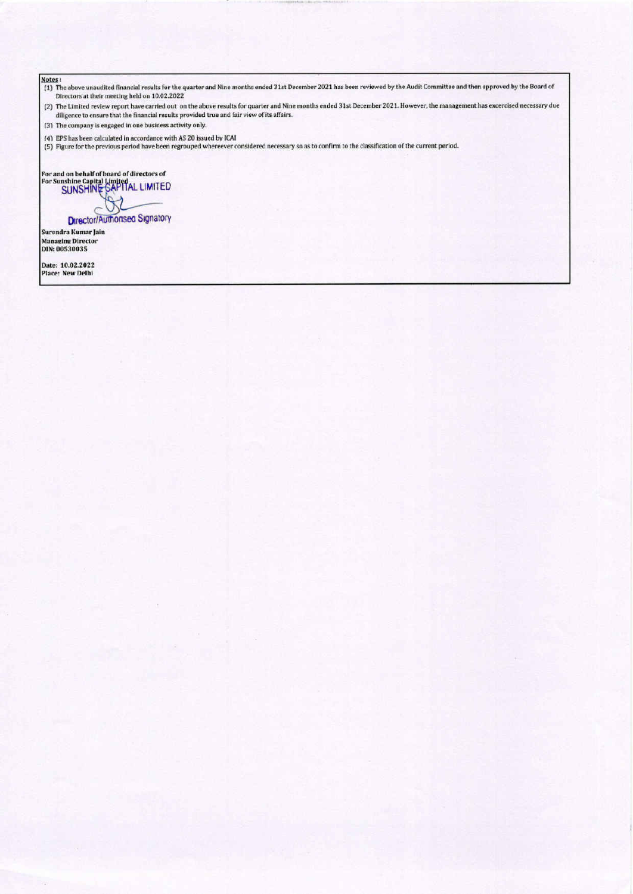**Notes :**

(1) The above unaudited financial results for the quarter and Nine months ended 31st December 2021 has been reviewed by the Audit Committee and then approved by the Board of Directors at their meeting held on 10.02.2022

(2) The Limited review report have carried out on the above results for quarter and Nine months ended 31st December 2021. However, the management has excercised necessary due diligence to ensure that the financial results provided true and fair view of its affairs.

(3) The company is engaged in one business activity only.

(4) EPS has been calculated in accordance with AS 20 issued by ICAI

(5) Figure for the previous period have been regrouped whereever considered necessary so as to confirm to the classification of the current period.

**For and on behalf of board of directors of**
**For Sunshine Capital Limited**

SUNSHINE CAPITAL LIMITED

Director/Authorised Signatory

**Surendra Kumar Jain**
**Managing Director**
**DIN: 00530035**

**Date: 10.02.2022**
**Place: New Delhi**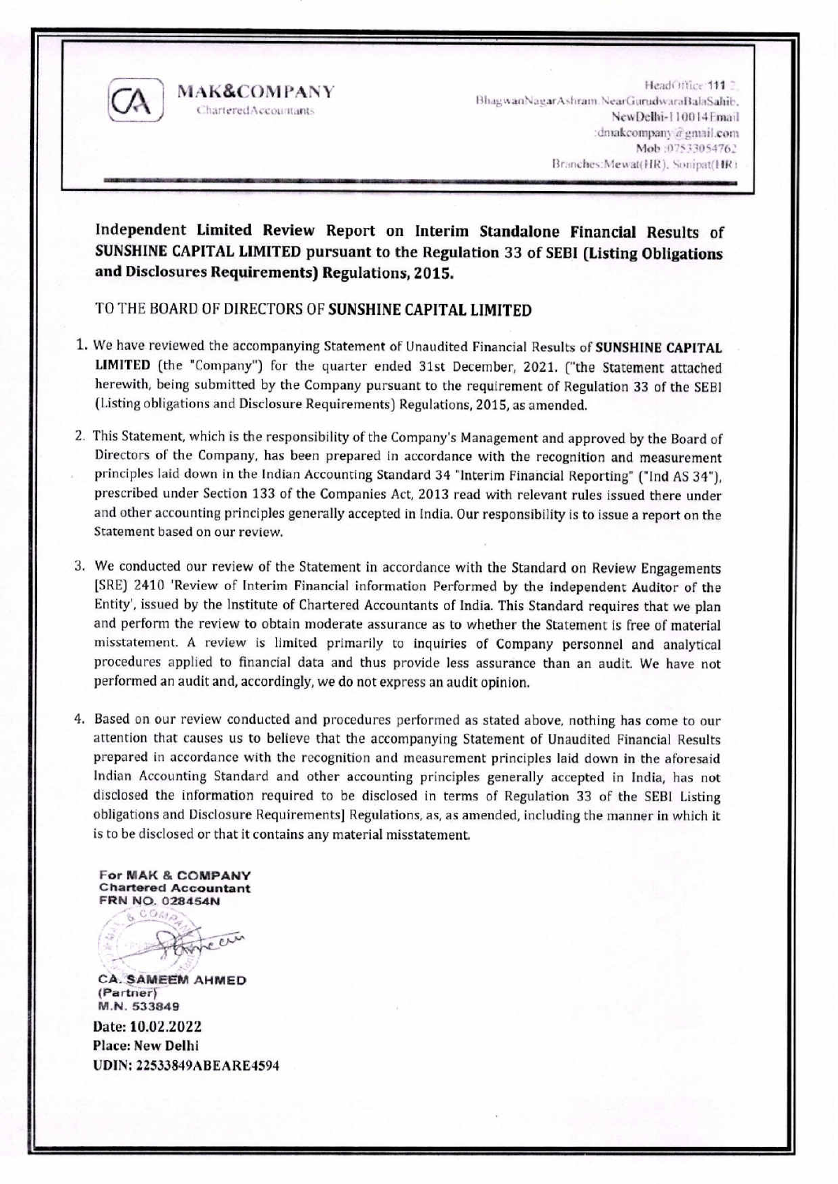**MAK&COMPANY**
Chartered Accountants

Head Office: 111 2, BhagwanNagarAshram NearGurudwaraBalaSahib, NewDelhi-110014Email :dmakcompany@gmail.com Mob :07533054762 Branches:Mewat(HR), Sonipat(HR)

## Independent Limited Review Report on Interim Standalone Financial Results of SUNSHINE CAPITAL LIMITED pursuant to the Regulation 33 of SEBI (Listing Obligations and Disclosures Requirements) Regulations, 2015.

TO THE BOARD OF DIRECTORS OF **SUNSHINE CAPITAL LIMITED**

1. We have reviewed the accompanying Statement of Unaudited Financial Results of **SUNSHINE CAPITAL LIMITED** (the "Company") for the quarter ended 31st December, 2021. ("the Statement attached herewith, being submitted by the Company pursuant to the requirement of Regulation 33 of the SEBI (Listing obligations and Disclosure Requirements) Regulations, 2015, as amended.

2. This Statement, which is the responsibility of the Company's Management and approved by the Board of Directors of the Company, has been prepared in accordance with the recognition and measurement principles laid down in the Indian Accounting Standard 34 "Interim Financial Reporting" ("Ind AS 34"), prescribed under Section 133 of the Companies Act, 2013 read with relevant rules issued there under and other accounting principles generally accepted in India. Our responsibility is to issue a report on the Statement based on our review.

3. We conducted our review of the Statement in accordance with the Standard on Review Engagements [SRE] 2410 'Review of Interim Financial information Performed by the independent Auditor of the Entity', issued by the Institute of Chartered Accountants of India. This Standard requires that we plan and perform the review to obtain moderate assurance as to whether the Statement is free of material misstatement. A review is limited primarily to inquiries of Company personnel and analytical procedures applied to financial data and thus provide less assurance than an audit. We have not performed an audit and, accordingly, we do not express an audit opinion.

4. Based on our review conducted and procedures performed as stated above, nothing has come to our attention that causes us to believe that the accompanying Statement of Unaudited Financial Results prepared in accordance with the recognition and measurement principles laid down in the aforesaid Indian Accounting Standard and other accounting principles generally accepted in India, has not disclosed the information required to be disclosed in terms of Regulation 33 of the SEBI Listing obligations and Disclosure Requirements] Regulations, as, as amended, including the manner in which it is to be disclosed or that it contains any material misstatement.

**For MAK & COMPANY**
**Chartered Accountant**
**FRN NO. 028454N**

**CA. SAMEEM AHMED**
**(Partner)**
**M.N. 533849**

**Date: 10.02.2022**
**Place: New Delhi**
**UDIN: 22533849ABEARE4594**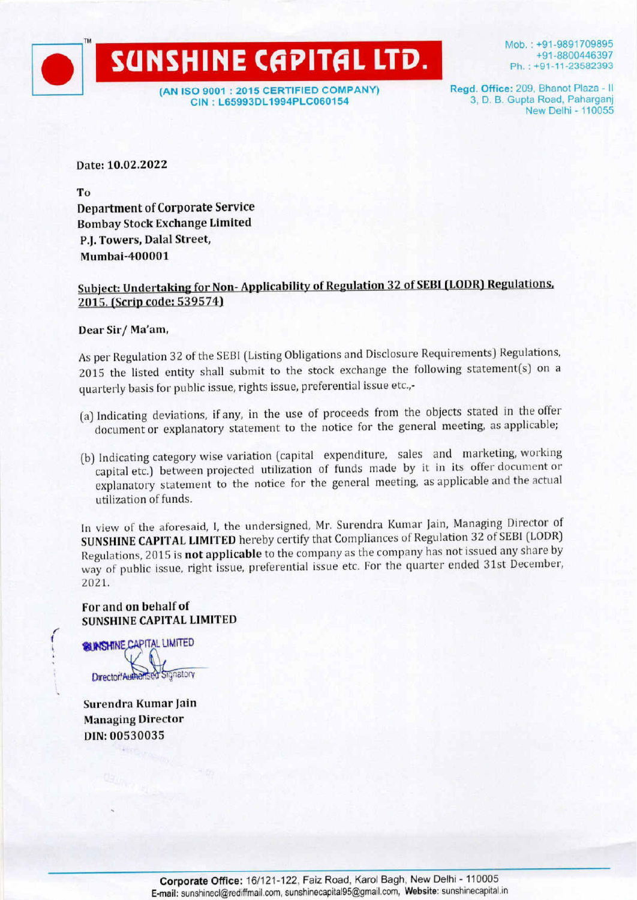# SUNSHINE CAPITAL LTD.

(AN ISO 9001 : 2015 CERTIFIED COMPANY)
CIN : L65993DL1994PLC060154

Mob. : +91-9891709895
+91-8800446397
Ph. : +91-11-23582393

**Regd. Office:** 209, Bhanot Plaza - II
3, D. B. Gupta Road, Paharganj
New Delhi - 110055

Date: **10.02.2022**

**To**
**Department of Corporate Service**
**Bombay Stock Exchange Limited**
**P.J. Towers, Dalal Street,**
**Mumbai-400001**

**Subject: Undertaking for Non- Applicability of Regulation 32 of SEBI (LODR) Regulations, 2015. (Scrip code: 539574)**

**Dear Sir/ Ma'am,**

As per Regulation 32 of the SEBI (Listing Obligations and Disclosure Requirements) Regulations, 2015 the listed entity shall submit to the stock exchange the following statement(s) on a quarterly basis for public issue, rights issue, preferential issue etc.,-

(a) Indicating deviations, if any, in the use of proceeds from the objects stated in the offer document or explanatory statement to the notice for the general meeting, as applicable;

(b) Indicating category wise variation (capital expenditure, sales and marketing, working capital etc.) between projected utilization of funds made by it in its offer document or explanatory statement to the notice for the general meeting, as applicable and the actual utilization of funds.

In view of the aforesaid, I, the undersigned, Mr. Surendra Kumar Jain, Managing Director of **SUNSHINE CAPITAL LIMITED** hereby certify that Compliances of Regulation 32 of SEBI (LODR) Regulations, 2015 is **not applicable** to the company as the company has not issued any share by way of public issue, right issue, preferential issue etc. For the quarter ended 31st December, 2021.

**For and on behalf of**
**SUNSHINE CAPITAL LIMITED**

SUNSHINE CAPITAL LIMITED
Director/Authorised Signatory

**Surendra Kumar Jain**
**Managing Director**
**DIN: 00530035**

**Corporate Office:** 16/121-122, Faiz Road, Karol Bagh, New Delhi - 110005
**E-mail:** sunshinecl@rediffmail.com, sunshinecapital95@gmail.com, **Website:** sunshinecapital.in